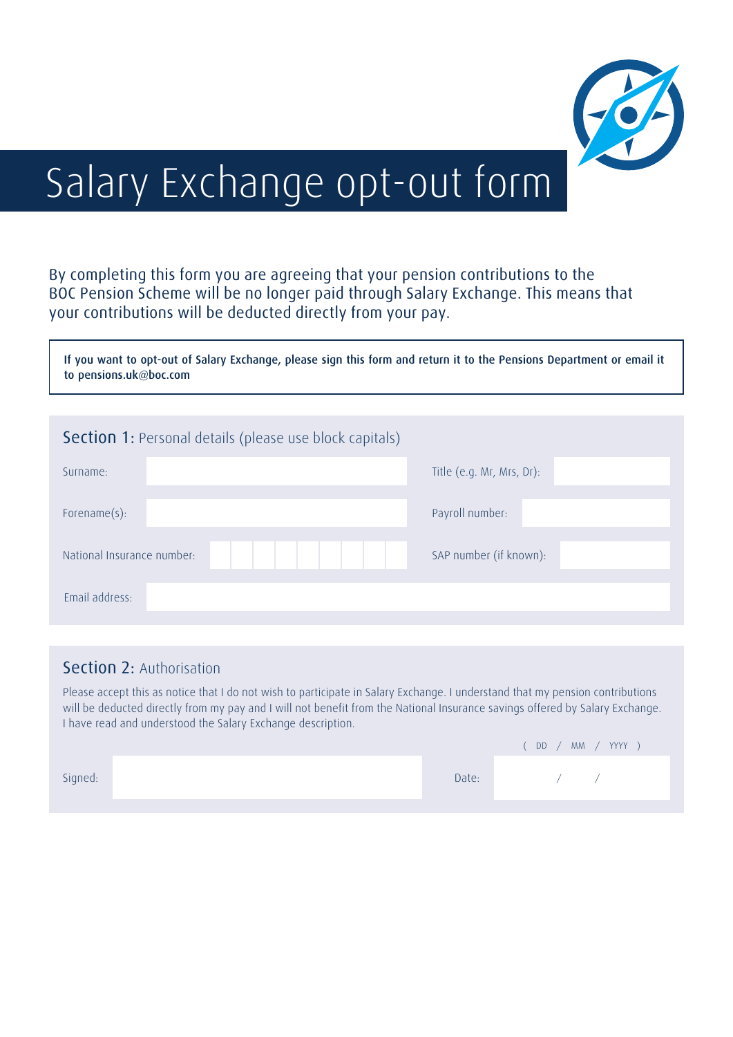# Salary Exchange opt-out form

By completing this form you are agreeing that your pension contributions to the BOC Pension Scheme will be no longer paid through Salary Exchange. This means that your contributions will be deducted directly from your pay.

**If you want to opt-out of Salary Exchange, please sign this form and return it to the Pensions Department or email it to pensions.uk@boc.com**

## Section 1: Personal details (please use block capitals)

| | | | |
|---|---|---|---|
| Surname: | | Title (e.g. Mr, Mrs, Dr): | |
| Forename(s): | | Payroll number: | |
| National Insurance number: | | SAP number (if known): | |
| Email address: | | | |

## Section 2: Authorisation

Please accept this as notice that I do not wish to participate in Salary Exchange. I understand that my pension contributions will be deducted directly from my pay and I will not benefit from the National Insurance savings offered by Salary Exchange. I have read and understood the Salary Exchange description.

| | | | |
|---|---|---|---|
| Signed: | | Date: | ( DD / MM / YYYY ) / / |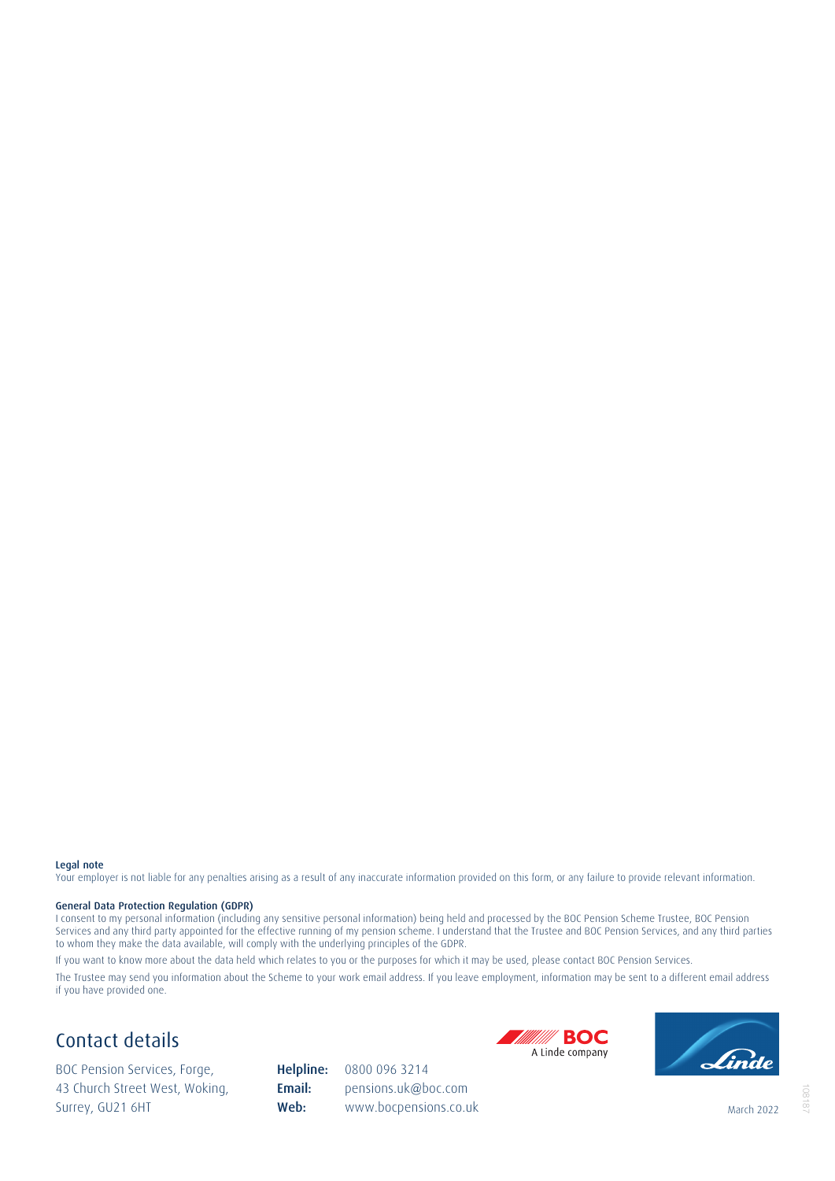**Legal note**

Your employer is not liable for any penalties arising as a result of any inaccurate information provided on this form, or any failure to provide relevant information.

**General Data Protection Regulation (GDPR)**

I consent to my personal information (including any sensitive personal information) being held and processed by the BOC Pension Scheme Trustee, BOC Pension Services and any third party appointed for the effective running of my pension scheme. I understand that the Trustee and BOC Pension Services, and any third parties to whom they make the data available, will comply with the underlying principles of the GDPR.

If you want to know more about the data held which relates to you or the purposes for which it may be used, please contact BOC Pension Services.

The Trustee may send you information about the Scheme to your work email address. If you leave employment, information may be sent to a different email address if you have provided one.

## Contact details

BOC Pension Services, Forge,
43 Church Street West, Woking,
Surrey, GU21 6HT

**Helpline:** 0800 096 3214
**Email:** pensions.uk@boc.com
**Web:** www.bocpensions.co.uk

BOC A Linde company

Linde

March 2022

108187